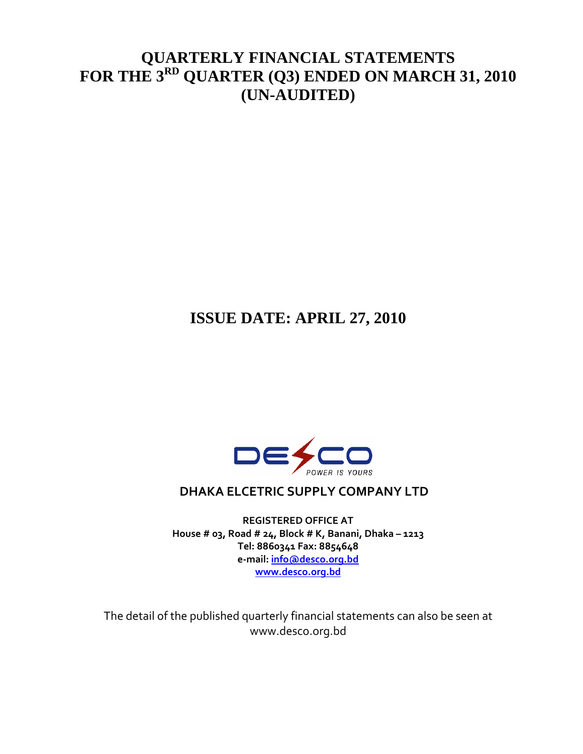# QUARTERLY FINANCIAL STATEMENTS FOR THE 3RD QUARTER (Q3) ENDED ON MARCH 31, 2010 (UN-AUDITED)

## ISSUE DATE: APRIL 27, 2010

DESCO
POWER IS YOURS

**DHAKA ELCETRIC SUPPLY COMPANY LTD**

**REGISTERED OFFICE AT**
**House # 03, Road # 24, Block # K, Banani, Dhaka – 1213**
**Tel: 8860341 Fax: 8854648**
**e-mail: info@desco.org.bd**
**www.desco.org.bd**

The detail of the published quarterly financial statements can also be seen at www.desco.org.bd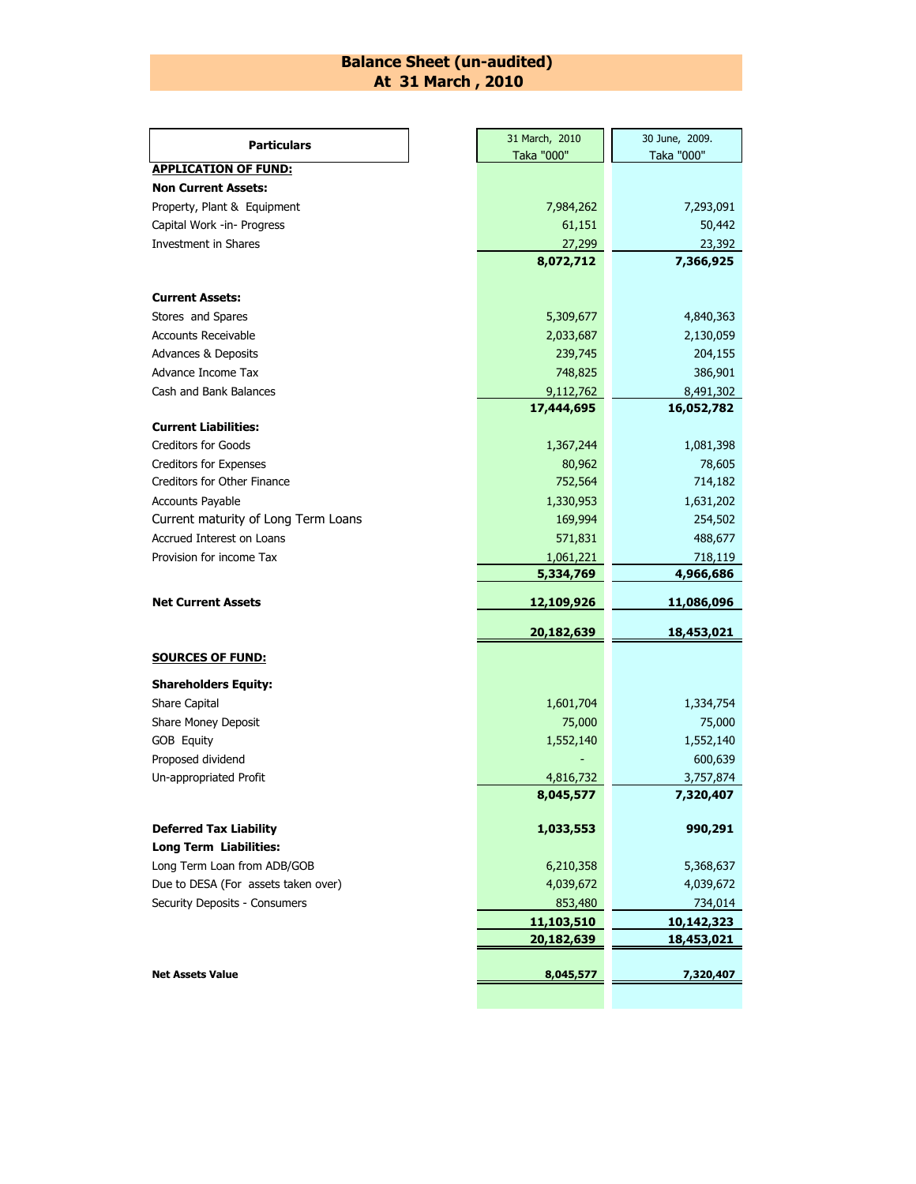# Balance Sheet (un-audited)
## At 31 March , 2010

| Particulars | 31 March, 2010 Taka "000" | 30 June, 2009. Taka "000" |
|---|---|---|
| **APPLICATION OF FUND:** | | |
| **Non Current Assets:** | | |
| Property, Plant & Equipment | 7,984,262 | 7,293,091 |
| Capital Work -in- Progress | 61,151 | 50,442 |
| Investment in Shares | 27,299 | 23,392 |
| | **8,072,712** | **7,366,925** |
| **Current Assets:** | | |
| Stores and Spares | 5,309,677 | 4,840,363 |
| Accounts Receivable | 2,033,687 | 2,130,059 |
| Advances & Deposits | 239,745 | 204,155 |
| Advance Income Tax | 748,825 | 386,901 |
| Cash and Bank Balances | 9,112,762 | 8,491,302 |
| | **17,444,695** | **16,052,782** |
| **Current Liabilities:** | | |
| Creditors for Goods | 1,367,244 | 1,081,398 |
| Creditors for Expenses | 80,962 | 78,605 |
| Creditors for Other Finance | 752,564 | 714,182 |
| Accounts Payable | 1,330,953 | 1,631,202 |
| Current maturity of Long Term Loans | 169,994 | 254,502 |
| Accrued Interest on Loans | 571,831 | 488,677 |
| Provision for income Tax | 1,061,221 | 718,119 |
| | **5,334,769** | **4,966,686** |
| **Net Current Assets** | **12,109,926** | **11,086,096** |
| | **20,182,639** | **18,453,021** |
| **SOURCES OF FUND:** | | |
| **Shareholders Equity:** | | |
| Share Capital | 1,601,704 | 1,334,754 |
| Share Money Deposit | 75,000 | 75,000 |
| GOB Equity | 1,552,140 | 1,552,140 |
| Proposed dividend | - | 600,639 |
| Un-appropriated Profit | 4,816,732 | 3,757,874 |
| | **8,045,577** | **7,320,407** |
| **Deferred Tax Liability** | **1,033,553** | **990,291** |
| **Long Term Liabilities:** | | |
| Long Term Loan from ADB/GOB | 6,210,358 | 5,368,637 |
| Due to DESA (For assets taken over) | 4,039,672 | 4,039,672 |
| Security Deposits - Consumers | 853,480 | 734,014 |
| | **11,103,510** | **10,142,323** |
| | **20,182,639** | **18,453,021** |
| **Net Assets Value** | **8,045,577** | **7,320,407** |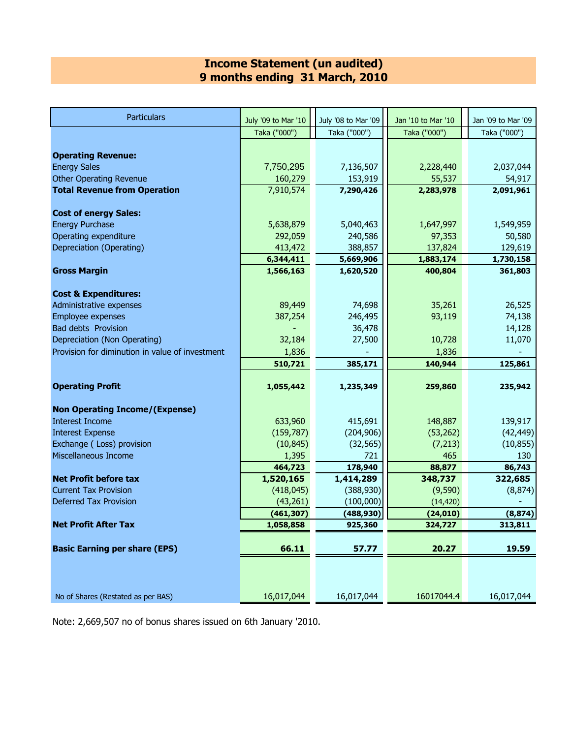# Income Statement (un audited)
## 9 months ending 31 March, 2010

| Particulars | July '09 to Mar '10 | July '08 to Mar '09 | Jan '10 to Mar '10 | Jan '09 to Mar '09 |
|---|---|---|---|---|
| | Taka ("000") | Taka ("000") | Taka ("000") | Taka ("000") |
| **Operating Revenue:** | | | | |
| Energy Sales | 7,750,295 | 7,136,507 | 2,228,440 | 2,037,044 |
| Other Operating Revenue | 160,279 | 153,919 | 55,537 | 54,917 |
| **Total Revenue from Operation** | 7,910,574 | **7,290,426** | **2,283,978** | **2,091,961** |
| **Cost of energy Sales:** | | | | |
| Energy Purchase | 5,638,879 | 5,040,463 | 1,647,997 | 1,549,959 |
| Operating expenditure | 292,059 | 240,586 | 97,353 | 50,580 |
| Depreciation (Operating) | 413,472 | 388,857 | 137,824 | 129,619 |
| | **6,344,411** | **5,669,906** | **1,883,174** | **1,730,158** |
| **Gross Margin** | **1,566,163** | **1,620,520** | **400,804** | **361,803** |
| **Cost & Expenditures:** | | | | |
| Administrative expenses | 89,449 | 74,698 | 35,261 | 26,525 |
| Employee expenses | 387,254 | 246,495 | 93,119 | 74,138 |
| Bad debts Provision | - | 36,478 | | 14,128 |
| Depreciation (Non Operating) | 32,184 | 27,500 | 10,728 | 11,070 |
| Provision for diminution in value of investment | 1,836 | - | 1,836 | - |
| | **510,721** | **385,171** | **140,944** | **125,861** |
| **Operating Profit** | **1,055,442** | **1,235,349** | **259,860** | **235,942** |
| **Non Operating Income/(Expense)** | | | | |
| Interest Income | 633,960 | 415,691 | 148,887 | 139,917 |
| Interest Expense | (159,787) | (204,906) | (53,262) | (42,449) |
| Exchange ( Loss) provision | (10,845) | (32,565) | (7,213) | (10,855) |
| Miscellaneous Income | 1,395 | 721 | 465 | 130 |
| | **464,723** | **178,940** | **88,877** | **86,743** |
| **Net Profit before tax** | **1,520,165** | **1,414,289** | **348,737** | **322,685** |
| Current Tax Provision | (418,045) | (388,930) | (9,590) | (8,874) |
| Deferred Tax Provision | (43,261) | (100,000) | (14,420) | - |
| | **(461,307)** | **(488,930)** | **(24,010)** | **(8,874)** |
| **Net Profit After Tax** | **1,058,858** | **925,360** | **324,727** | **313,811** |
| **Basic Earning per share (EPS)** | **66.11** | **57.77** | **20.27** | **19.59** |
| No of Shares (Restated as per BAS) | 16,017,044 | 16,017,044 | 16017044.4 | 16,017,044 |

Note: 2,669,507 no of bonus shares issued on 6th January '2010.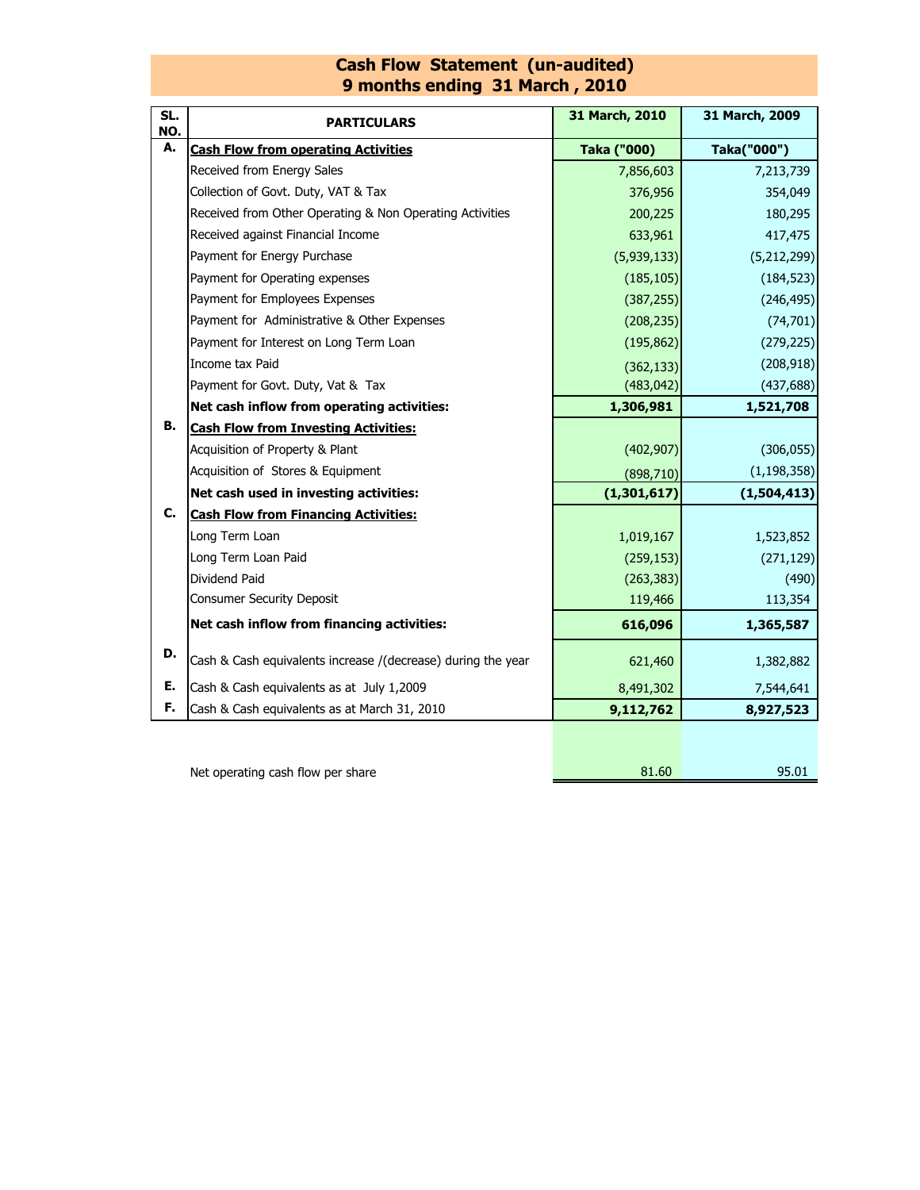# Cash Flow Statement (un-audited)
## 9 months ending 31 March , 2010

| SL. NO. | PARTICULARS | 31 March, 2010 | 31 March, 2009 |
|---|---|---|---|
| A. | **Cash Flow from operating Activities** | **Taka ("000)** | **Taka("000")** |
| | Received from Energy Sales | 7,856,603 | 7,213,739 |
| | Collection of Govt. Duty, VAT & Tax | 376,956 | 354,049 |
| | Received from Other Operating & Non Operating Activities | 200,225 | 180,295 |
| | Received against Financial Income | 633,961 | 417,475 |
| | Payment for Energy Purchase | (5,939,133) | (5,212,299) |
| | Payment for Operating expenses | (185,105) | (184,523) |
| | Payment for Employees Expenses | (387,255) | (246,495) |
| | Payment for Administrative & Other Expenses | (208,235) | (74,701) |
| | Payment for Interest on Long Term Loan | (195,862) | (279,225) |
| | Income tax Paid | (362,133) | (208,918) |
| | Payment for Govt. Duty, Vat & Tax | (483,042) | (437,688) |
| | **Net cash inflow from operating activities:** | **1,306,981** | **1,521,708** |
| B. | **Cash Flow from Investing Activities:** | | |
| | Acquisition of Property & Plant | (402,907) | (306,055) |
| | Acquisition of Stores & Equipment | (898,710) | (1,198,358) |
| | **Net cash used in investing activities:** | **(1,301,617)** | **(1,504,413)** |
| C. | **Cash Flow from Financing Activities:** | | |
| | Long Term Loan | 1,019,167 | 1,523,852 |
| | Long Term Loan Paid | (259,153) | (271,129) |
| | Dividend Paid | (263,383) | (490) |
| | Consumer Security Deposit | 119,466 | 113,354 |
| | **Net cash inflow from financing activities:** | **616,096** | **1,365,587** |
| D. | Cash & Cash equivalents increase /(decrease) during the year | 621,460 | 1,382,882 |
| E. | Cash & Cash equivalents as at July 1,2009 | 8,491,302 | 7,544,641 |
| F. | Cash & Cash equivalents as at March 31, 2010 | **9,112,762** | **8,927,523** |
| | Net operating cash flow per share | 81.60 | 95.01 |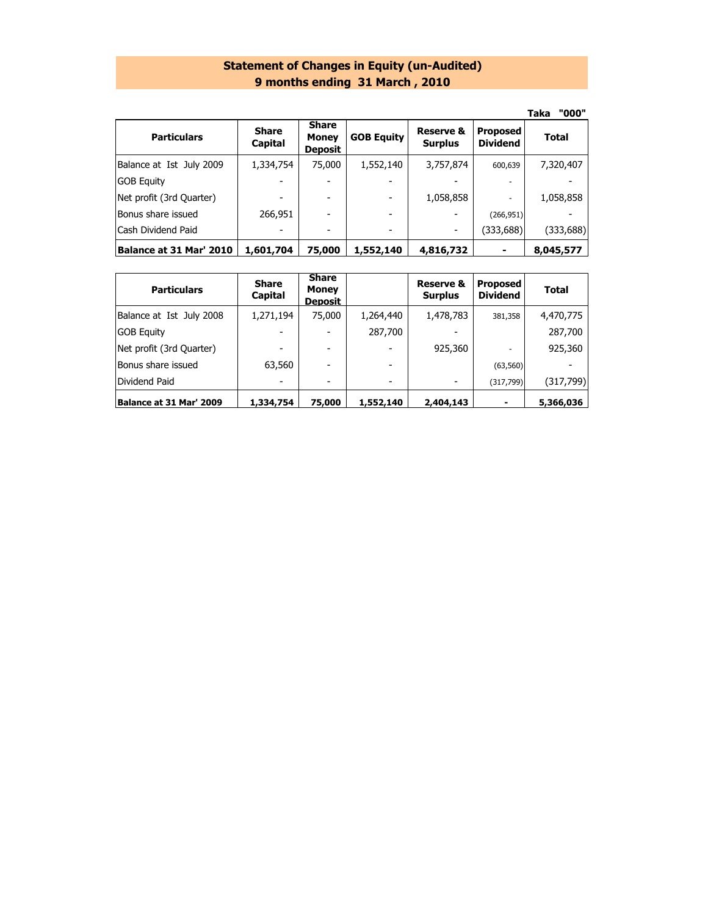## Statement of Changes in Equity (un-Audited)
## 9 months ending 31 March , 2010

Taka "000"

| Particulars | Share Capital | Share Money Deposit | GOB Equity | Reserve & Surplus | Proposed Dividend | Total |
|---|---|---|---|---|---|---|
| Balance at Ist July 2009 | 1,334,754 | 75,000 | 1,552,140 | 3,757,874 | 600,639 | 7,320,407 |
| GOB Equity | - | - | - | - | - | - |
| Net profit (3rd Quarter) | - | - | - | 1,058,858 | - | 1,058,858 |
| Bonus share issued | 266,951 | - | - | - | (266,951) | - |
| Cash Dividend Paid | - | - | - | - | (333,688) | (333,688) |
| **Balance at 31 Mar' 2010** | **1,601,704** | **75,000** | **1,552,140** | **4,816,732** | **-** | **8,045,577** |

| Particulars | Share Capital | Share Money Deposit | | Reserve & Surplus | Proposed Dividend | Total |
|---|---|---|---|---|---|---|
| Balance at Ist July 2008 | 1,271,194 | 75,000 | 1,264,440 | 1,478,783 | 381,358 | 4,470,775 |
| GOB Equity | - | - | 287,700 | - | | 287,700 |
| Net profit (3rd Quarter) | - | - | - | 925,360 | - | 925,360 |
| Bonus share issued | 63,560 | - | - | | (63,560) | - |
| Dividend Paid | - | - | - | - | (317,799) | (317,799) |
| **Balance at 31 Mar' 2009** | **1,334,754** | **75,000** | **1,552,140** | **2,404,143** | **-** | **5,366,036** |